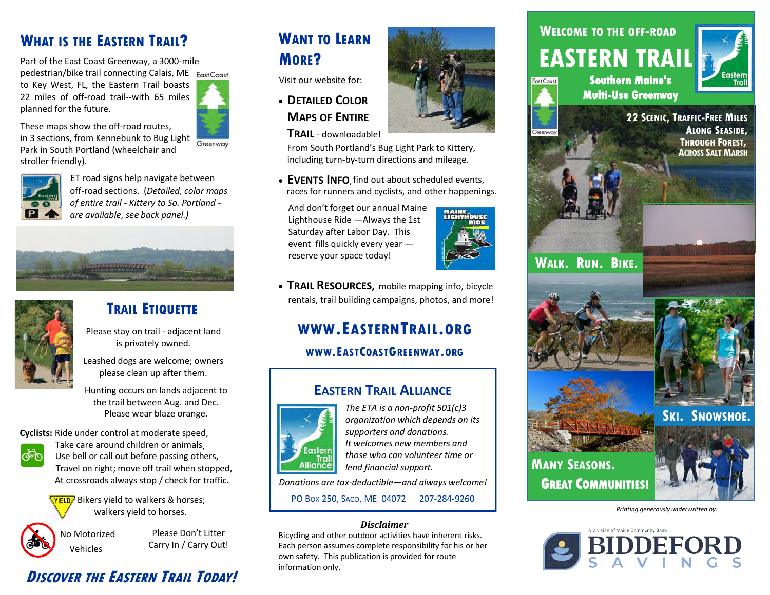## What is the Eastern Trail?

Part of the East Coast Greenway, a 3000-mile pedestrian/bike trail connecting Calais, ME to Key West, FL, the Eastern Trail boasts 22 miles of off-road trail--with 65 miles planned for the future.

East Coast Greenway

These maps show the off-road routes, in 3 sections, from Kennebunk to Bug Light Park in South Portland (wheelchair and stroller friendly).

ET road signs help navigate between off-road sections. (*Detailed, color maps of entire trail - Kittery to So. Portland - are available, see back panel.)*

## Trail Etiquette

Please stay on trail - adjacent land is privately owned.

Leashed dogs are welcome; owners please clean up after them.

Hunting occurs on lands adjacent to the trail between Aug. and Dec. Please wear blaze orange.

**Cyclists:** Ride under control at moderate speed, Take care around children or animals, Use bell or call out before passing others, Travel on right; move off trail when stopped, At crossroads always stop / check for traffic.

Bikers yield to walkers & horses; walkers yield to horses.

No Motorized Vehicles

Please Don't Litter Carry In / Carry Out!

## *Discover the Eastern Trail Today!*

## Want to Learn More?

Visit our website for:

- **Detailed Color Maps of Entire Trail** - downloadable! From South Portland's Bug Light Park to Kittery, including turn-by-turn directions and mileage.
- **Events Info**, find out about scheduled events, races for runners and cyclists, and other happenings.

  And don't forget our annual Maine Lighthouse Ride —Always the 1st Saturday after Labor Day. This event fills quickly every year — reserve your space today!

- **Trail Resources,** mobile mapping info, bicycle rentals, trail building campaigns, photos, and more!

### www.EasternTrail.org

**www.EastCoastGreenway.org**

### Eastern Trail Alliance

*The ETA is a non-profit 501(c)3 organization which depends on its supporters and donations. It welcomes new members and those who can volunteer time or lend financial support.*

*Donations are tax-deductible—and always welcome!*

PO Box 250, Saco, ME 04072 207-284-9260

***Disclaimer***

Bicycling and other outdoor activities have inherent risks. Each person assumes complete responsibility for his or her own safety. This publication is provided for route information only.

## Welcome to the Off-Road Eastern Trail

**Southern Maine's Multi-Use Greenway**

**22 Scenic, Traffic-Free Miles Along Seaside, Through Forest, Across Salt Marsh**

**Walk. Run. Bike.**

**Ski. Snowshoe.**

**Many Seasons. Great Communities!**

*Printing generously underwritten by:*

A Division of Maine Community Bank

BIDDEFORD SAVINGS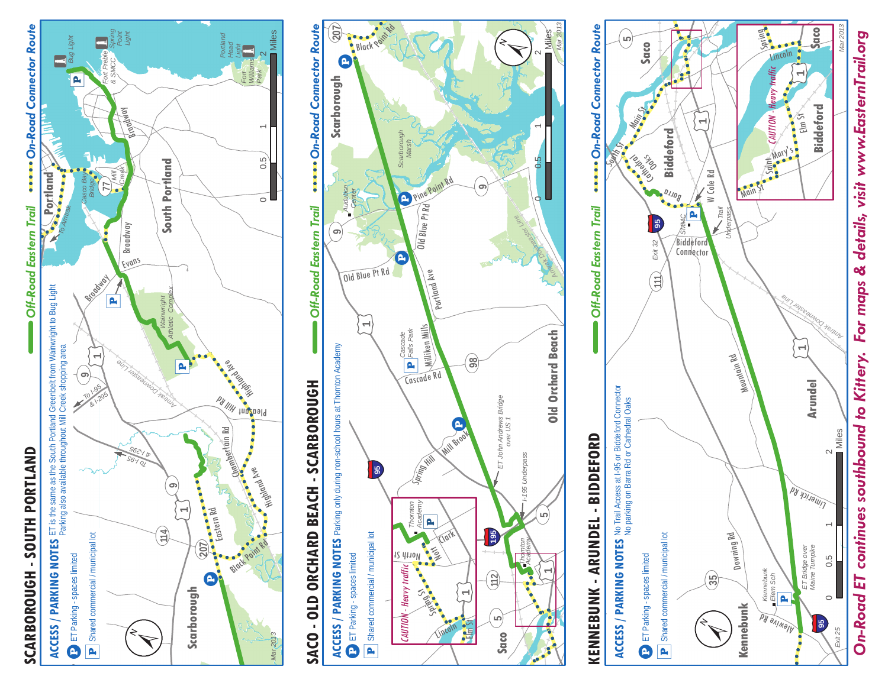## SCARBOROUGH - SOUTH PORTLAND

**ACCESS / PARKING NOTES** ET is the same as the South Portland Greenbelt from Wainwright to Bug Light
Parking also available throughout Mill Creek shopping area

P ET Parking - spaces limited

P Shared commercial / municipal lot

Off-Road Eastern Trail ••••• On-Road Connector Route

Portland
To Amtrak
Casco Bay Bridge
77
Mill Creek
Bug Light
Fort Preble & SMCC
Spring Point Light
Portland Head Light
Fort Williams Park
Broadway
South Portland
Broadway
Evans
Broadway
Wainwright Athletic Complex
Highland Ave
Pleasant Hill Rd
Chamberlain Rd
Highland Ave
Black Point Rd
Eastern Rd
Amtrak Downeaster Line
To I-95 & I-295
To I-95 & I-295
9
1
114
207
9
Scarborough

0 0.5 1 2 Miles

Mar 2013

## SACO - OLD ORCHARD BEACH - SCARBOROUGH

**ACCESS / PARKING NOTES** Parking only during non-school hours at Thornton Academy

P ET Parking - spaces limited

P Shared commercial / municipal lot

Off-Road Eastern Trail ••••• On-Road Connector Route

207
Black Point Rd
Scarborough
Audubon Center
9
Scarborough Marsh
Pine Point Rd
Old Blue Pt Rd
Old Blue Pt Rd
1
Portland Ave
Cascade Falls Park
Milliken Mills
Cascade Rd
98
9
Amtrak Downeaster Line
Mill Brook
Spring Hill
95
ET John Andrews Bridge over US 1
I-195 Underpass
195
5
Old Orchard Beach
Thornton Academy
112
5
1
Saco
CAUTION - Heavy traffic
North St
Thornton Academy
Clark
Spring St
Lincoln
Elm St

0 0.5 1 2 Miles

Mar 2013

## KENNEBUNK - ARUNDEL - BIDDEFORD

**ACCESS / PARKING NOTES** No Trail Access at I-95 or Biddeford Connector
No parking on Barra Rd or Cathedral Oaks

P ET Parking - spaces limited

P Shared commercial / municipal lot

Off-Road Eastern Trail ••••• On-Road Connector Route

5
Saco
Main St
South St
Cathedral Oaks
Biddeford
1
Barra
95
Exit 32
SMMC
W Cole Rd
Trail Underpass
Biddeford Connector
111
Amtrak Downeaster Line
Mountain Rd
1
Arundel
35
Downing Rd
Limerick Rd
Kennebunk
Kennebunk Elem Sch
ET Bridge over Maine Turnpike
Alewive Rd
95
Exit 25
Spring
Lincoln
Saco
1
CAUTION - Heavy traffic
Elm St
Main St
Saint Mary's
Biddeford

0 0.5 1 2 Miles

Mar 2013

***On-Road ET continues southbound to Kittery. For maps & details, visit www.EasternTrail.org***